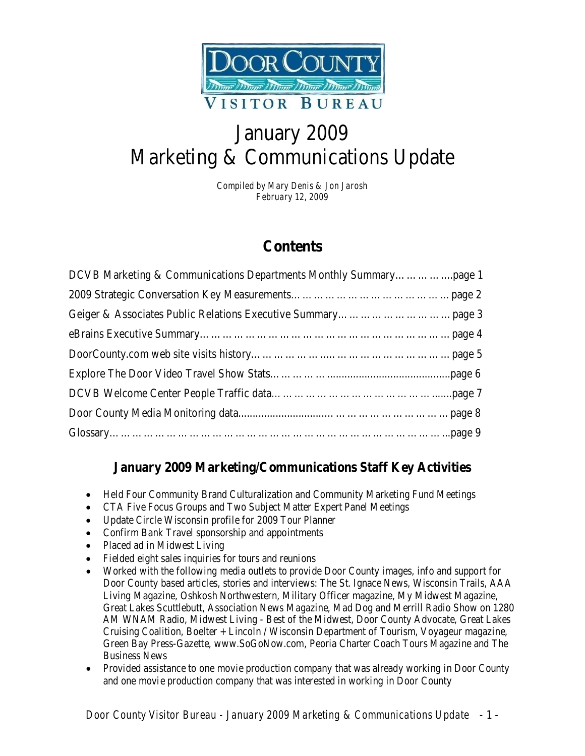DOOR COUNTY VISITOR BUREAU

# January 2009 Marketing & Communications Update

*Compiled by Mary Denis & Jon Jarosh*
*February 12, 2009*

## Contents

DCVB Marketing & Communications Departments Monthly Summary………………page 1
2009 Strategic Conversation Key Measurements………………………………… page 2
Geiger & Associates Public Relations Executive Summary……………………… page 3
eBrains Executive Summary……………………………………………………… page 4
DoorCounty.com web site visits history……………………………………………… page 5
Explore The Door Video Travel Show Stats……………………………………………page 6
DCVB Welcome Center People Traffic data……………………………………………page 7
Door County Media Monitoring data………………………………………………… page 8
Glossary………………………………………………………………………………………page 9

## January 2009 Marketing/Communications Staff Key Activities

- Held Four Community Brand Culturalization and Community Marketing Fund Meetings
- CTA Five Focus Groups and Two Subject Matter Expert Panel Meetings
- Update Circle Wisconsin profile for 2009 Tour Planner
- Confirm Bank Travel sponsorship and appointments
- Placed ad in Midwest Living
- Fielded eight sales inquiries for tours and reunions
- Worked with the following media outlets to provide Door County images, info and support for Door County based articles, stories and interviews: The St. Ignace News, Wisconsin Trails, AAA Living Magazine, Oshkosh Northwestern, Military Officer magazine, My Midwest Magazine, Great Lakes Scuttlebutt, Association News Magazine, Mad Dog and Merrill Radio Show on 1280 AM WNAM Radio, Midwest Living - Best of the Midwest, Door County Advocate, Great Lakes Cruising Coalition, Boelter + Lincoln / Wisconsin Department of Tourism, Voyageur magazine, Green Bay Press-Gazette, www.SoGoNow.com, Peoria Charter Coach Tours Magazine and The Business News
- Provided assistance to one movie production company that was already working in Door County and one movie production company that was interested in working in Door County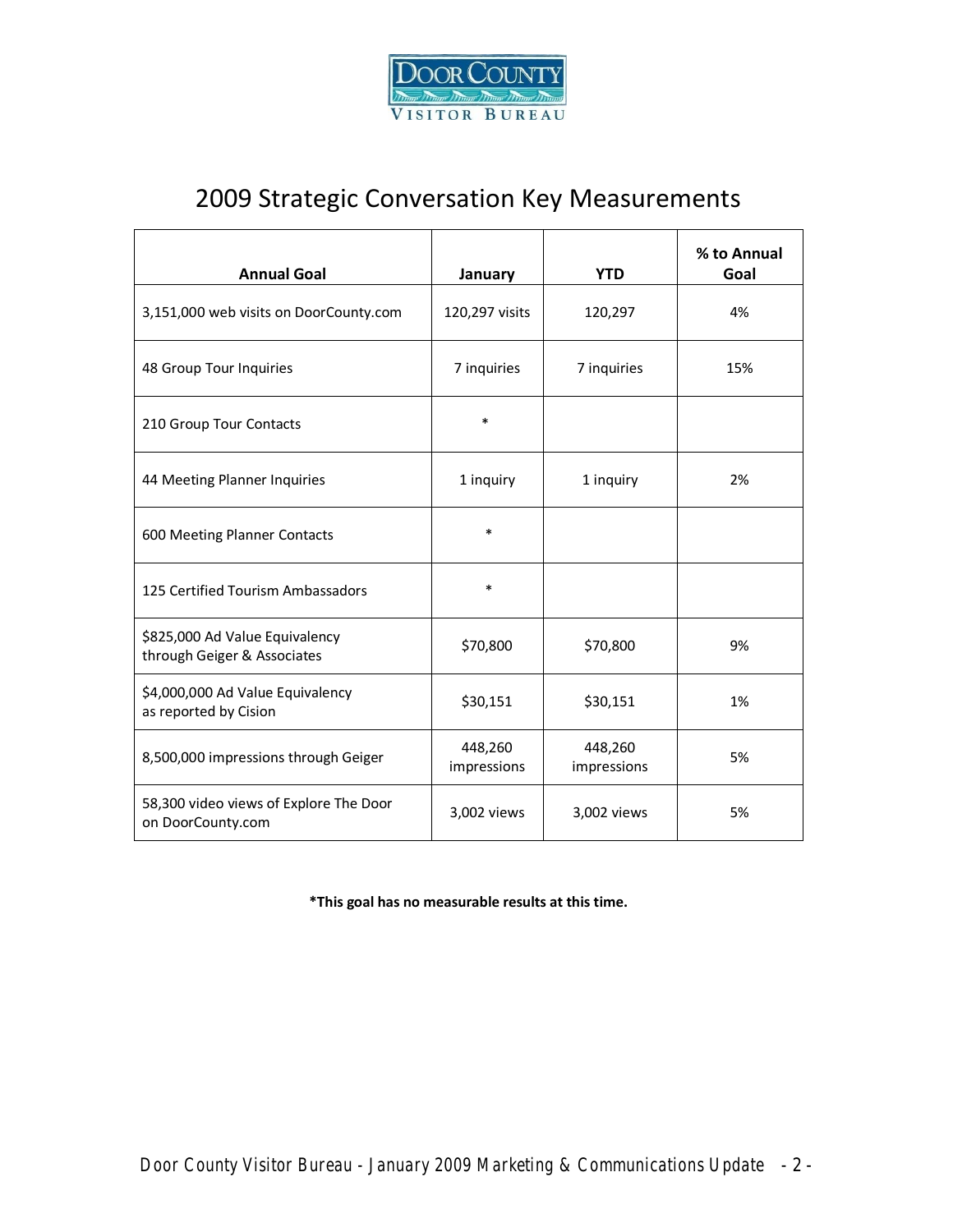DOOR COUNTY
VISITOR BUREAU

# 2009 Strategic Conversation Key Measurements

| Annual Goal | January | YTD | % to Annual Goal |
|---|---|---|---|
| 3,151,000 web visits on DoorCounty.com | 120,297 visits | 120,297 | 4% |
| 48 Group Tour Inquiries | 7 inquiries | 7 inquiries | 15% |
| 210 Group Tour Contacts | * | | |
| 44 Meeting Planner Inquiries | 1 inquiry | 1 inquiry | 2% |
| 600 Meeting Planner Contacts | * | | |
| 125 Certified Tourism Ambassadors | * | | |
| $825,000 Ad Value Equivalency through Geiger & Associates | $70,800 | $70,800 | 9% |
| $4,000,000 Ad Value Equivalency as reported by Cision | $30,151 | $30,151 | 1% |
| 8,500,000 impressions through Geiger | 448,260 impressions | 448,260 impressions | 5% |
| 58,300 video views of Explore The Door on DoorCounty.com | 3,002 views | 3,002 views | 5% |

**\*This goal has no measurable results at this time.**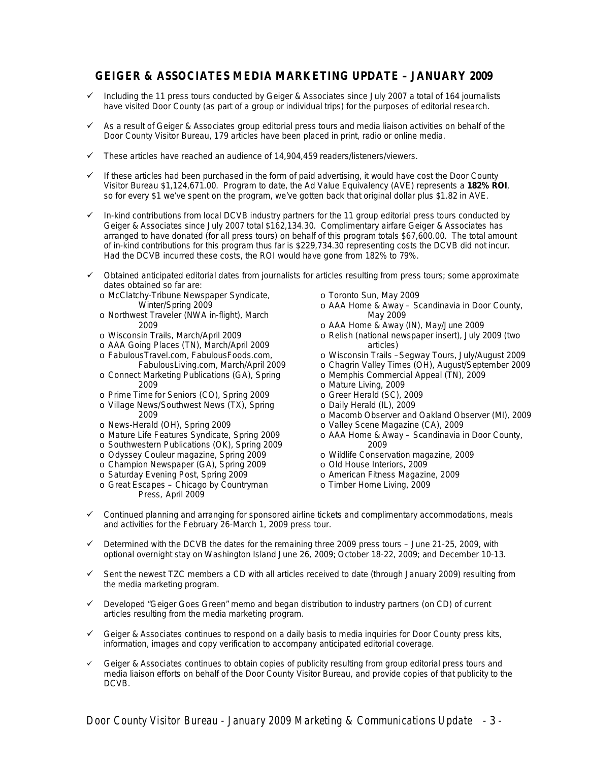## GEIGER & ASSOCIATES MEDIA MARKETING UPDATE – JANUARY 2009

- Including the 11 press tours conducted by Geiger & Associates since July 2007 a total of 164 journalists have visited Door County (as part of a group or individual trips) for the purposes of editorial research.
- As a result of Geiger & Associates group editorial press tours and media liaison activities on behalf of the Door County Visitor Bureau, 179 articles have been placed in print, radio or online media.
- These articles have reached an audience of 14,904,459 readers/listeners/viewers.
- If these articles had been purchased in the form of paid advertising, it would have cost the Door County Visitor Bureau $1,124,671.00. Program to date, the Ad Value Equivalency (AVE) represents a **182% ROI**, so for every $1 we've spent on the program, we've gotten back that original dollar plus $1.82 in AVE.
- In-kind contributions from local DCVB industry partners for the 11 group editorial press tours conducted by Geiger & Associates since July 2007 total $162,134.30. Complimentary airfare Geiger & Associates has arranged to have donated (for all press tours) on behalf of this program totals $67,600.00. The total amount of in-kind contributions for this program thus far is $229,734.30 representing costs the DCVB did not incur. Had the DCVB incurred these costs, the ROI would have gone from 182% to 79%.
- Obtained anticipated editorial dates from journalists for articles resulting from press tours; some approximate dates obtained so far are:
  - McClatchy-Tribune Newspaper Syndicate, Winter/Spring 2009
  - Northwest Traveler (NWA in-flight), March 2009
  - Wisconsin Trails, March/April 2009
  - AAA Going Places (TN), March/April 2009
  - FabulousTravel.com, FabulousFoods.com, FabulousLiving.com, March/April 2009
  - Connect Marketing Publications (GA), Spring 2009
  - Prime Time for Seniors (CO), Spring 2009
  - Village News/Southwest News (TX), Spring 2009
  - News-Herald (OH), Spring 2009
  - Mature Life Features Syndicate, Spring 2009
  - Southwestern Publications (OK), Spring 2009
  - Odyssey Couleur magazine, Spring 2009
  - Champion Newspaper (GA), Spring 2009
  - Saturday Evening Post, Spring 2009
  - Great Escapes – Chicago by Countryman Press, April 2009
  - Toronto Sun, May 2009
  - AAA Home & Away – Scandinavia in Door County, May 2009
  - AAA Home & Away (IN), May/June 2009
  - Relish (national newspaper insert), July 2009 (two articles)
  - Wisconsin Trails –Segway Tours, July/August 2009
  - Chagrin Valley Times (OH), August/September 2009
  - Memphis Commercial Appeal (TN), 2009
  - Mature Living, 2009
  - Greer Herald (SC), 2009
  - Daily Herald (IL), 2009
  - Macomb Observer and Oakland Observer (MI), 2009
  - Valley Scene Magazine (CA), 2009
  - AAA Home & Away – Scandinavia in Door County, 2009
  - Wildlife Conservation magazine, 2009
  - Old House Interiors, 2009
  - American Fitness Magazine, 2009
  - Timber Home Living, 2009
- Continued planning and arranging for sponsored airline tickets and complimentary accommodations, meals and activities for the February 26-March 1, 2009 press tour.
- Determined with the DCVB the dates for the remaining three 2009 press tours – June 21-25, 2009, with optional overnight stay on Washington Island June 26, 2009; October 18-22, 2009; and December 10-13.
- Sent the newest TZC members a CD with all articles received to date (through January 2009) resulting from the media marketing program.
- Developed "Geiger Goes Green" memo and began distribution to industry partners (on CD) of current articles resulting from the media marketing program.
- Geiger & Associates continues to respond on a daily basis to media inquiries for Door County press kits, information, images and copy verification to accompany anticipated editorial coverage.
- Geiger & Associates continues to obtain copies of publicity resulting from group editorial press tours and media liaison efforts on behalf of the Door County Visitor Bureau, and provide copies of that publicity to the DCVB.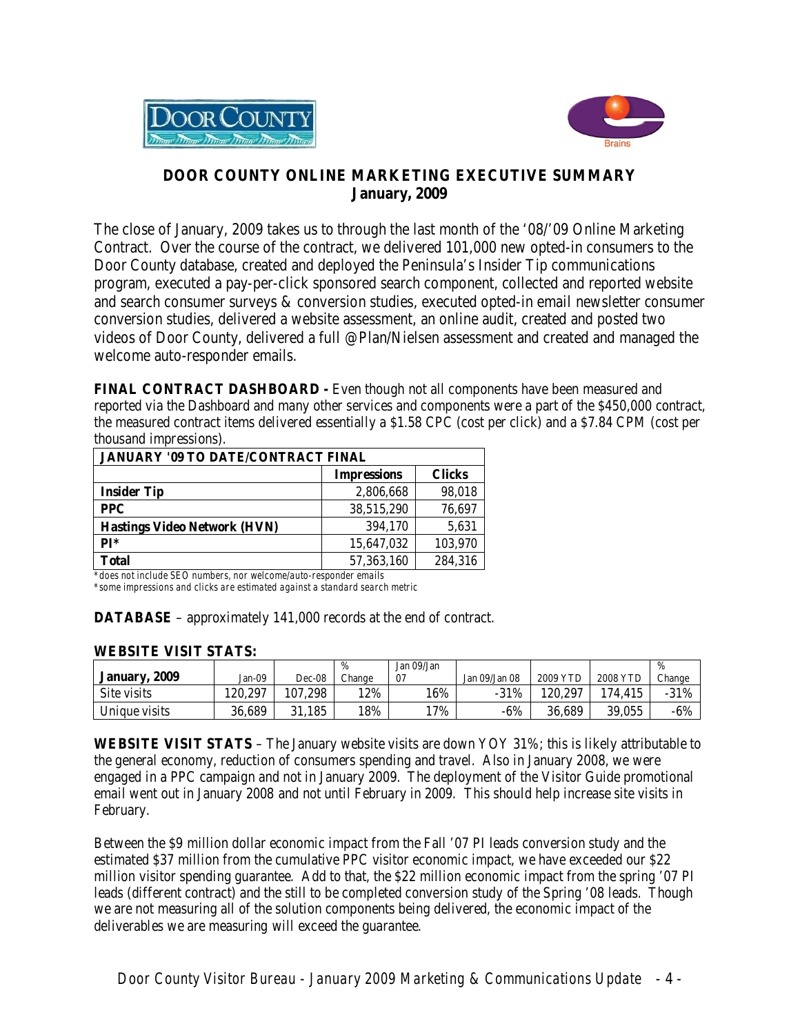# DOOR COUNTY ONLINE MARKETING EXECUTIVE SUMMARY
## January, 2009

The close of January, 2009 takes us to through the last month of the '08/'09 Online Marketing Contract. Over the course of the contract, we delivered 101,000 new opted-in consumers to the Door County database, created and deployed the Peninsula's Insider Tip communications program, executed a pay-per-click sponsored search component, collected and reported website and search consumer surveys & conversion studies, executed opted-in email newsletter consumer conversion studies, delivered a website assessment, an online audit, created and posted two videos of Door County, delivered a full @Plan/Nielsen assessment and created and managed the welcome auto-responder emails.

**FINAL CONTRACT DASHBOARD -** Even though not all components have been measured and reported via the Dashboard and many other services and components were a part of the $450,000 contract, the measured contract items delivered essentially a $1.58 CPC (cost per click) and a $7.84 CPM (cost per thousand impressions).

| JANUARY '09 TO DATE/CONTRACT FINAL | | |
|---|---|---|
| | **Impressions** | **Clicks** |
| **Insider Tip** | 2,806,668 | 98,018 |
| **PPC** | 38,515,290 | 76,697 |
| **Hastings Video Network (HVN)** | 394,170 | 5,631 |
| **PI*** | 15,647,032 | 103,970 |
| **Total** | 57,363,160 | 284,316 |

*\*does not include SEO numbers, nor welcome/auto-responder emails*
*\*some impressions and clicks are estimated against a standard search metric*

**DATABASE** – approximately 141,000 records at the end of contract.

**WEBSITE VISIT STATS:**

| January, 2009 | Jan-09 | Dec-08 | % Change | Jan 09/Jan 07 | Jan 09/Jan 08 | 2009 YTD | 2008 YTD | % Change |
|---|---|---|---|---|---|---|---|---|
| Site visits | 120,297 | 107,298 | 12% | 16% | -31% | 120,297 | 174,415 | -31% |
| Unique visits | 36,689 | 31,185 | 18% | 17% | -6% | 36,689 | 39,055 | -6% |

**WEBSITE VISIT STATS** – The January website visits are down YOY 31%; this is likely attributable to the general economy, reduction of consumers spending and travel. Also in January 2008, we were engaged in a PPC campaign and not in January 2009. The deployment of the Visitor Guide promotional email went out in January 2008 and not until February in 2009. This should help increase site visits in February.

Between the $9 million dollar economic impact from the Fall '07 PI leads conversion study and the estimated $37 million from the cumulative PPC visitor economic impact, we have exceeded our $22 million visitor spending guarantee. Add to that, the $22 million economic impact from the spring '07 PI leads (different contract) and the still to be completed conversion study of the Spring '08 leads. Though we are not measuring all of the solution components being delivered, the economic impact of the deliverables we are measuring will exceed the guarantee.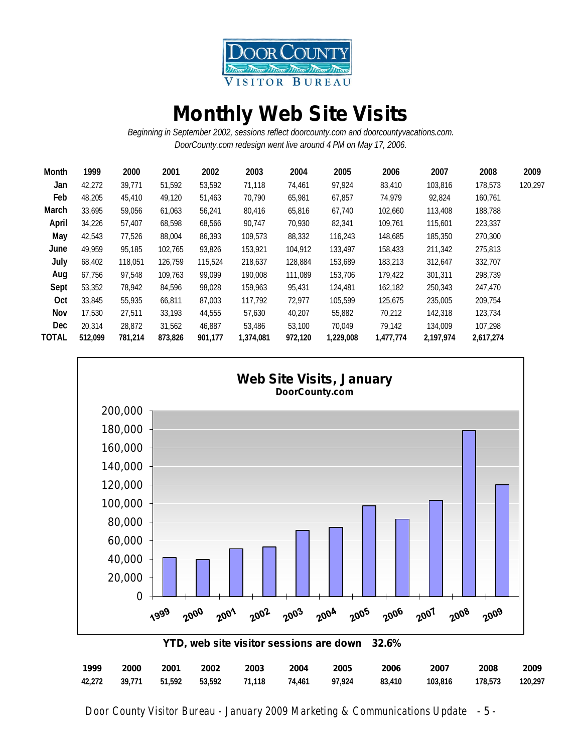Door County Visitor Bureau

# Monthly Web Site Visits

*Beginning in September 2002, sessions reflect doorcounty.com and doorcountyvacations.com.*
*DoorCounty.com redesign went live around 4 PM on May 17, 2006.*

| Month | 1999 | 2000 | 2001 | 2002 | 2003 | 2004 | 2005 | 2006 | 2007 | 2008 | 2009 |
|---|---|---|---|---|---|---|---|---|---|---|---|
| Jan | 42,272 | 39,771 | 51,592 | 53,592 | 71,118 | 74,461 | 97,924 | 83,410 | 103,816 | 178,573 | 120,297 |
| Feb | 48,205 | 45,410 | 49,120 | 51,463 | 70,790 | 65,981 | 67,857 | 74,979 | 92,824 | 160,761 | |
| March | 33,695 | 59,056 | 61,063 | 56,241 | 80,416 | 65,816 | 67,740 | 102,660 | 113,408 | 188,788 | |
| April | 34,226 | 57,407 | 68,598 | 68,566 | 90,747 | 70,930 | 82,341 | 109,761 | 115,601 | 223,337 | |
| May | 42,543 | 77,526 | 88,004 | 86,393 | 109,573 | 88,332 | 116,243 | 148,685 | 185,350 | 270,300 | |
| June | 49,959 | 95,185 | 102,765 | 93,826 | 153,921 | 104,912 | 133,497 | 158,433 | 211,342 | 275,813 | |
| July | 68,402 | 118,051 | 126,759 | 115,524 | 218,637 | 128,884 | 153,689 | 183,213 | 312,647 | 332,707 | |
| Aug | 67,756 | 97,548 | 109,763 | 99,099 | 190,008 | 111,089 | 153,706 | 179,422 | 301,311 | 298,739 | |
| Sept | 53,352 | 78,942 | 84,596 | 98,028 | 159,963 | 95,431 | 124,481 | 162,182 | 250,343 | 247,470 | |
| Oct | 33,845 | 55,935 | 66,811 | 87,003 | 117,792 | 72,977 | 105,599 | 125,675 | 235,005 | 209,754 | |
| Nov | 17,530 | 27,511 | 33,193 | 44,555 | 57,630 | 40,207 | 55,882 | 70,212 | 142,318 | 123,734 | |
| Dec | 20,314 | 28,872 | 31,562 | 46,887 | 53,486 | 53,100 | 70,049 | 79,142 | 134,009 | 107,298 | |
| **TOTAL** | **512,099** | **781,214** | **873,826** | **901,177** | **1,374,081** | **972,120** | **1,229,008** | **1,477,774** | **2,197,974** | **2,617,274** | |

**Web Site Visits, January**
**DoorCounty.com**

**YTD, web site visitor sessions are down 32.6%**

| 1999 | 2000 | 2001 | 2002 | 2003 | 2004 | 2005 | 2006 | 2007 | 2008 | 2009 |
|---|---|---|---|---|---|---|---|---|---|---|
| 42,272 | 39,771 | 51,592 | 53,592 | 71,118 | 74,461 | 97,924 | 83,410 | 103,816 | 178,573 | 120,297 |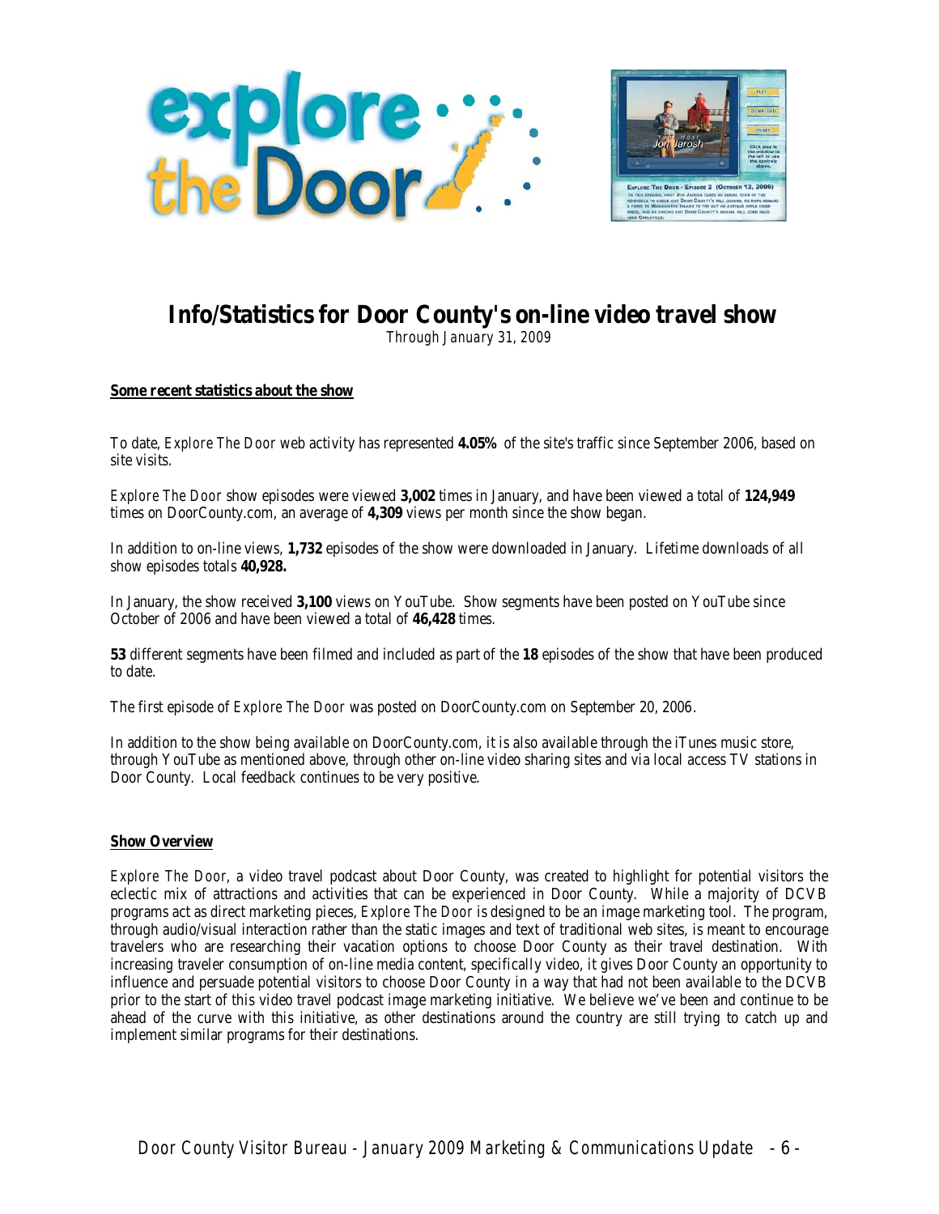# Info/Statistics for Door County's on-line video travel show

*Through January 31, 2009*

**Some recent statistics about the show**

To date, *Explore The Door* web activity has represented **4.05%** of the site's traffic since September 2006, based on site visits.

*Explore The Door* show episodes were viewed **3,002** times in January, and have been viewed a total of **124,949** times on DoorCounty.com, an average of **4,309** views per month since the show began.

In addition to on-line views, **1,732** episodes of the show were downloaded in January. Lifetime downloads of all show episodes totals **40,928.**

In January, the show received **3,100** views on YouTube. Show segments have been posted on YouTube since October of 2006 and have been viewed a total of **46,428** times.

**53** different segments have been filmed and included as part of the **18** episodes of the show that have been produced to date.

The first episode of *Explore The Door* was posted on DoorCounty.com on September 20, 2006.

In addition to the show being available on DoorCounty.com, it is also available through the iTunes music store, through YouTube as mentioned above, through other on-line video sharing sites and via local access TV stations in Door County. Local feedback continues to be very positive.

**Show Overview**

*Explore The Door*, a video travel podcast about Door County, was created to highlight for potential visitors the eclectic mix of attractions and activities that can be experienced in Door County. While a majority of DCVB programs act as direct marketing pieces, *Explore The Door* is designed to be an image marketing tool. The program, through audio/visual interaction rather than the static images and text of traditional web sites, is meant to encourage travelers who are researching their vacation options to choose Door County as their travel destination. With increasing traveler consumption of on-line media content, specifically video, it gives Door County an opportunity to influence and persuade potential visitors to choose Door County in a way that had not been available to the DCVB prior to the start of this video travel podcast image marketing initiative. We believe we've been and continue to be ahead of the curve with this initiative, as other destinations around the country are still trying to catch up and implement similar programs for their destinations.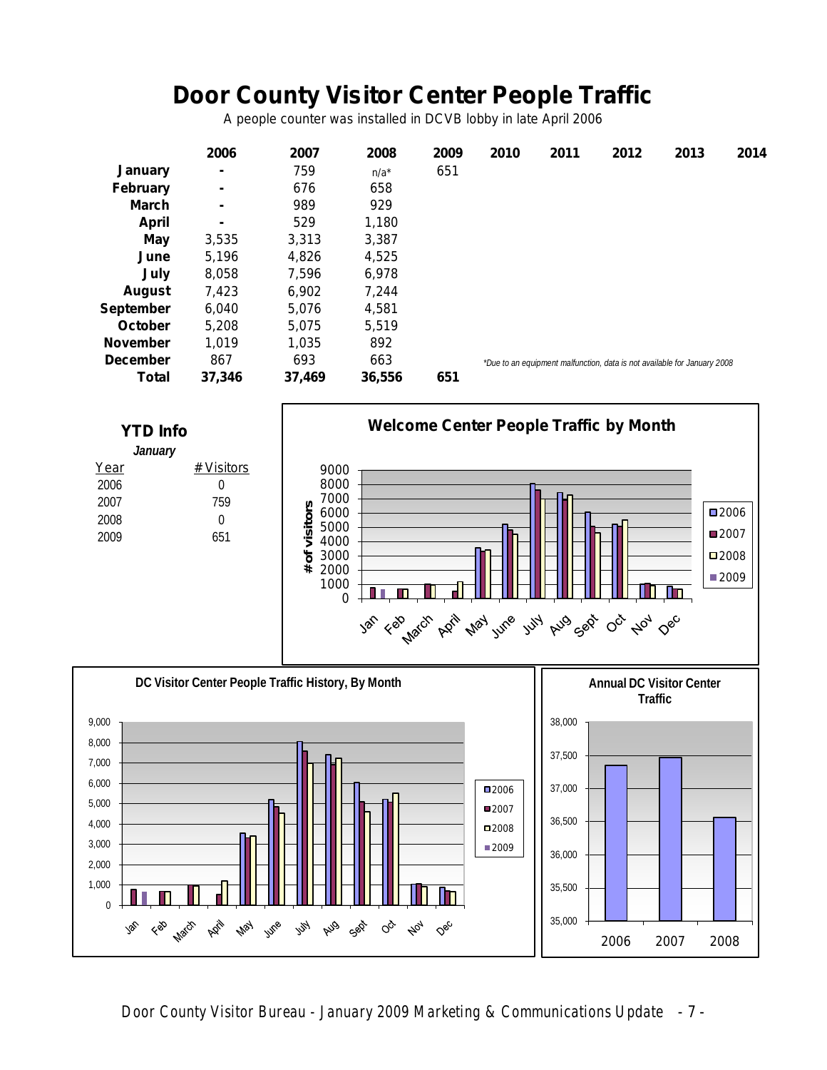# Door County Visitor Center People Traffic

A people counter was installed in DCVB lobby in late April 2006

| | 2006 | 2007 | 2008 | 2009 | 2010 | 2011 | 2012 | 2013 | 2014 |
|---|---|---|---|---|---|---|---|---|---|
| **January** | - | 759 | n/a* | 651 | | | | | |
| **February** | - | 676 | 658 | | | | | | |
| **March** | - | 989 | 929 | | | | | | |
| **April** | - | 529 | 1,180 | | | | | | |
| **May** | 3,535 | 3,313 | 3,387 | | | | | | |
| **June** | 5,196 | 4,826 | 4,525 | | | | | | |
| **July** | 8,058 | 7,596 | 6,978 | | | | | | |
| **August** | 7,423 | 6,902 | 7,244 | | | | | | |
| **September** | 6,040 | 5,076 | 4,581 | | | | | | |
| **October** | 5,208 | 5,075 | 5,519 | | | | | | |
| **November** | 1,019 | 1,035 | 892 | | | | | | |
| **December** | 867 | 693 | 663 | | | | | | |
| **Total** | **37,346** | **37,469** | **36,556** | **651** | | | | | |

*Due to an equipment malfunction, data is not available for January 2008

## YTD Info

*January*

| Year | # Visitors |
|---|---|
| 2006 | 0 |
| 2007 | 759 |
| 2008 | 0 |
| 2009 | 651 |

**Welcome Center People Traffic by Month**

**DC Visitor Center People Traffic History, By Month**

**Annual DC Visitor Center Traffic**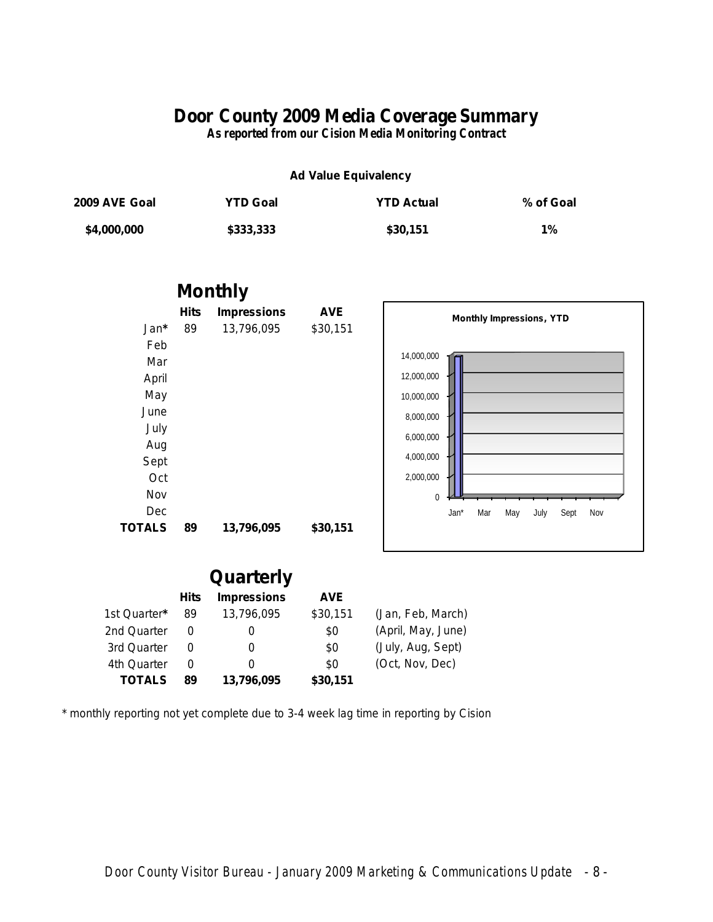# Door County 2009 Media Coverage Summary

***As reported from our Cision Media Monitoring Contract***

**Ad Value Equivalency**

| 2009 AVE Goal | YTD Goal | YTD Actual | % of Goal |
|---|---|---|---|
| **$4,000,000** | **$333,333** | **$30,151** | **1%** |

## Monthly

| | Hits | Impressions | AVE |
|---|---|---|---|
| Jan* | 89 | 13,796,095 | $30,151 |
| Feb | | | |
| Mar | | | |
| April | | | |
| May | | | |
| June | | | |
| July | | | |
| Aug | | | |
| Sept | | | |
| Oct | | | |
| Nov | | | |
| Dec | | | |
| **TOTALS** | **89** | **13,796,095** | **$30,151** |

**Monthly Impressions, YTD**

| Month | Impressions |
|---|---|
| Jan* | 13,796,095 |

## Quarterly

| | Hits | Impressions | AVE | |
|---|---|---|---|---|
| 1st Quarter* | 89 | 13,796,095 | $30,151 | (Jan, Feb, March) |
| 2nd Quarter | 0 | 0 | $0 | (April, May, June) |
| 3rd Quarter | 0 | 0 | $0 | (July, Aug, Sept) |
| 4th Quarter | 0 | 0 | $0 | (Oct, Nov, Dec) |
| **TOTALS** | **89** | **13,796,095** | **$30,151** | |

\* monthly reporting not yet complete due to 3-4 week lag time in reporting by Cision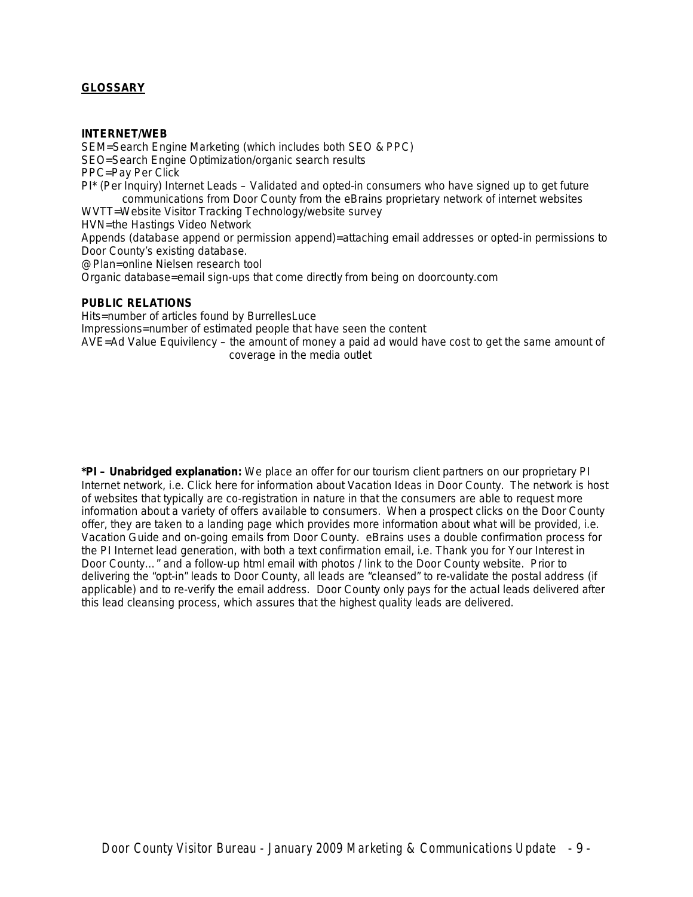## GLOSSARY

**INTERNET/WEB**

SEM=Search Engine Marketing (which includes both SEO & PPC)
SEO=Search Engine Optimization/organic search results
PPC=Pay Per Click
PI* (Per Inquiry) Internet Leads – Validated and opted-in consumers who have signed up to get future communications from Door County from the eBrains proprietary network of internet websites
WVTT=Website Visitor Tracking Technology/website survey
HVN=the Hastings Video Network
Appends (database append or permission append)=attaching email addresses or opted-in permissions to Door County's existing database.
@Plan=online Nielsen research tool
Organic database=email sign-ups that come directly from being on doorcounty.com

**PUBLIC RELATIONS**

Hits=number of articles found by BurrellesLuce
Impressions=number of estimated people that have seen the content
AVE=Ad Value Equivilency – the amount of money a paid ad would have cost to get the same amount of coverage in the media outlet

***PI – Unabridged explanation:** We place an offer for our tourism client partners on our proprietary PI Internet network, i.e. Click here for information about Vacation Ideas in Door County. The network is host of websites that typically are co-registration in nature in that the consumers are able to request more information about a variety of offers available to consumers. When a prospect clicks on the Door County offer, they are taken to a landing page which provides more information about what will be provided, i.e. Vacation Guide and on-going emails from Door County. eBrains uses a double confirmation process for the PI Internet lead generation, with both a text confirmation email, i.e. Thank you for Your Interest in Door County…" and a follow-up html email with photos / link to the Door County website. Prior to delivering the "opt-in" leads to Door County, all leads are "cleansed" to re-validate the postal address (if applicable) and to re-verify the email address. Door County only pays for the actual leads delivered after this lead cleansing process, which assures that the highest quality leads are delivered.